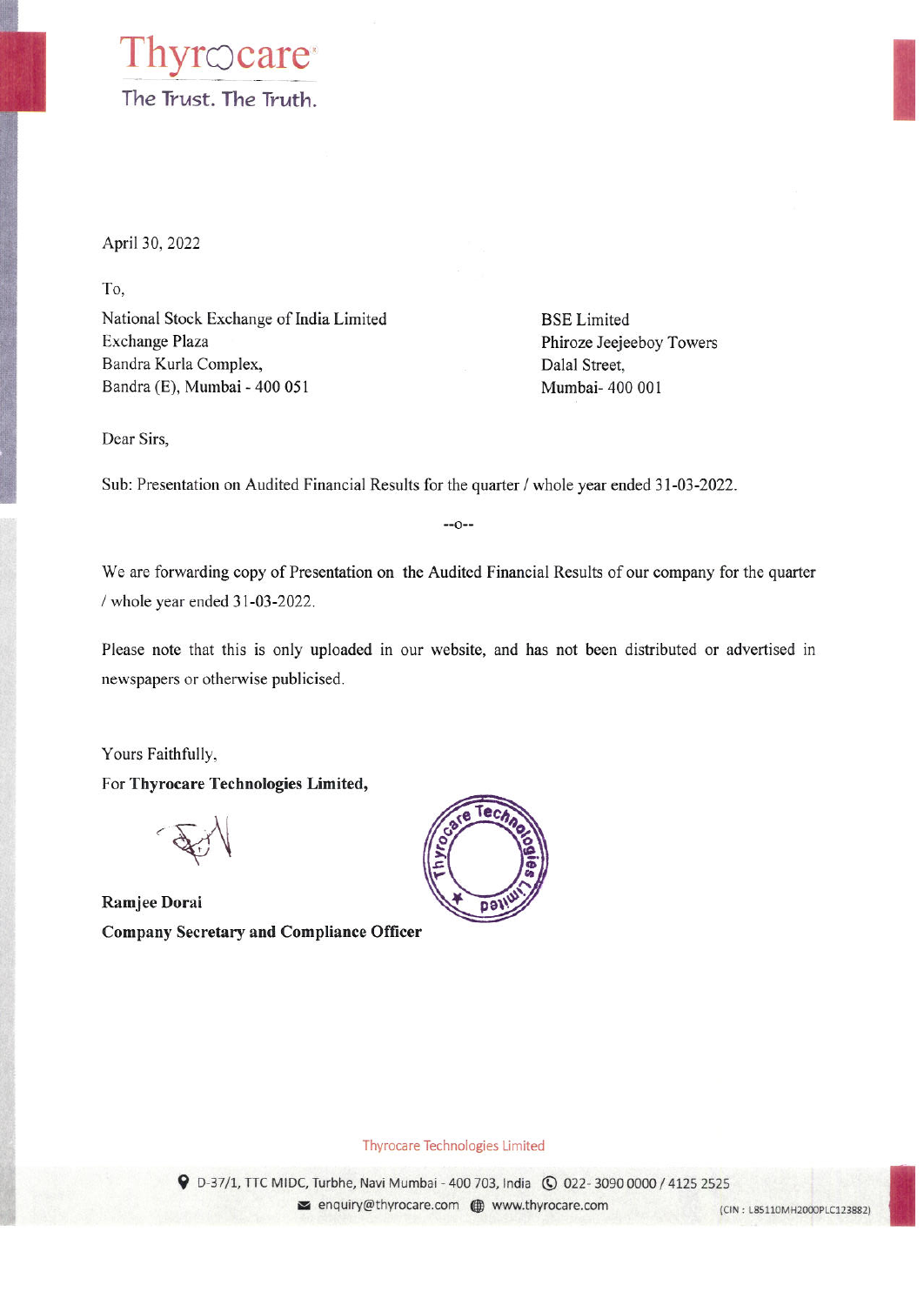Thyrocare

The Trust. The Truth.

April 30, 2022

To,

National Stock Exchange of India Limited
Exchange Plaza
Bandra Kurla Complex,
Bandra (E), Mumbai - 400 051

BSE Limited
Phiroze Jeejeeboy Towers
Dalal Street,
Mumbai- 400 001

Dear Sirs,

Sub: Presentation on Audited Financial Results for the quarter / whole year ended 31-03-2022.

--o--

We are forwarding copy of Presentation on the Audited Financial Results of our company for the quarter / whole year ended 31-03-2022.

Please note that this is only uploaded in our website, and has not been distributed or advertised in newspapers or otherwise publicised.

Yours Faithfully,

For **Thyrocare Technologies Limited,**

**Ramjee Dorai**

**Company Secretary and Compliance Officer**

Thyrocare Technologies Limited

D-37/1, TTC MIDC, Turbhe, Navi Mumbai - 400 703, India 022- 3090 0000 / 4125 2525

enquiry@thyrocare.com www.thyrocare.com (CIN : L85110MH2000PLC123882)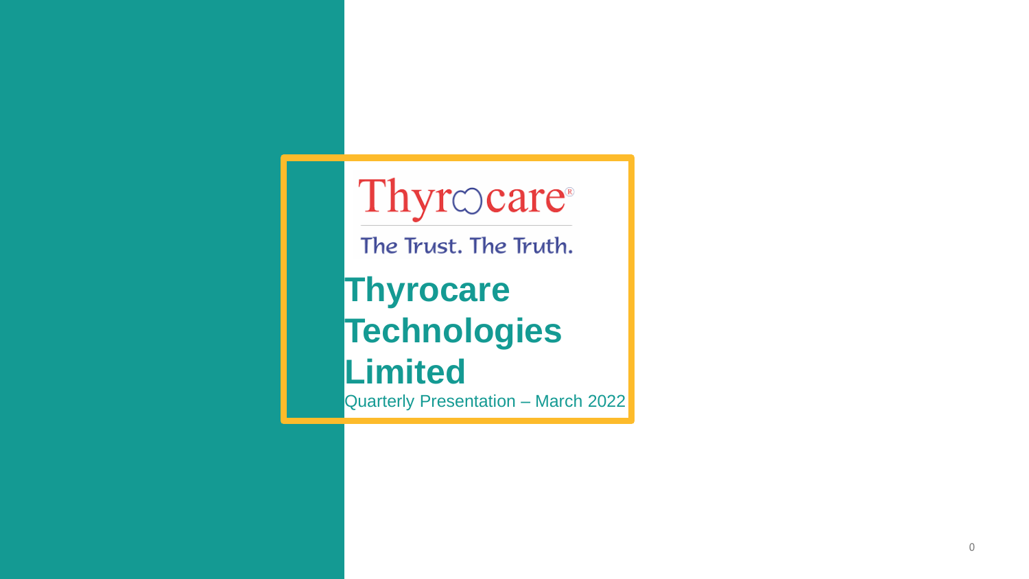Thyrocare®

The Trust. The Truth.

# Thyrocare Technologies Limited

Quarterly Presentation – March 2022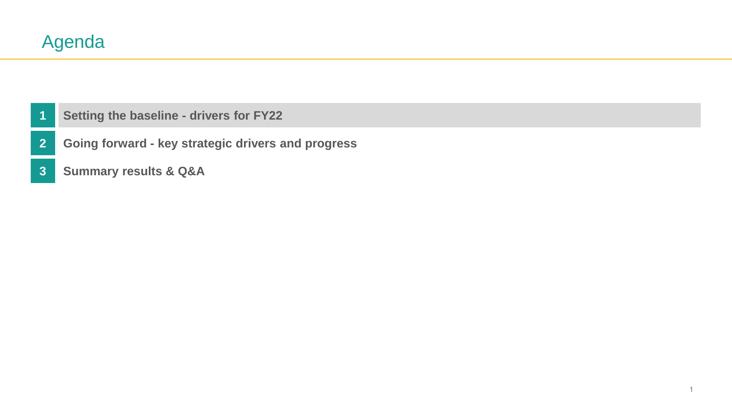# Agenda

1. **Setting the baseline - drivers for FY22**
2. **Going forward - key strategic drivers and progress**
3. **Summary results & Q&A**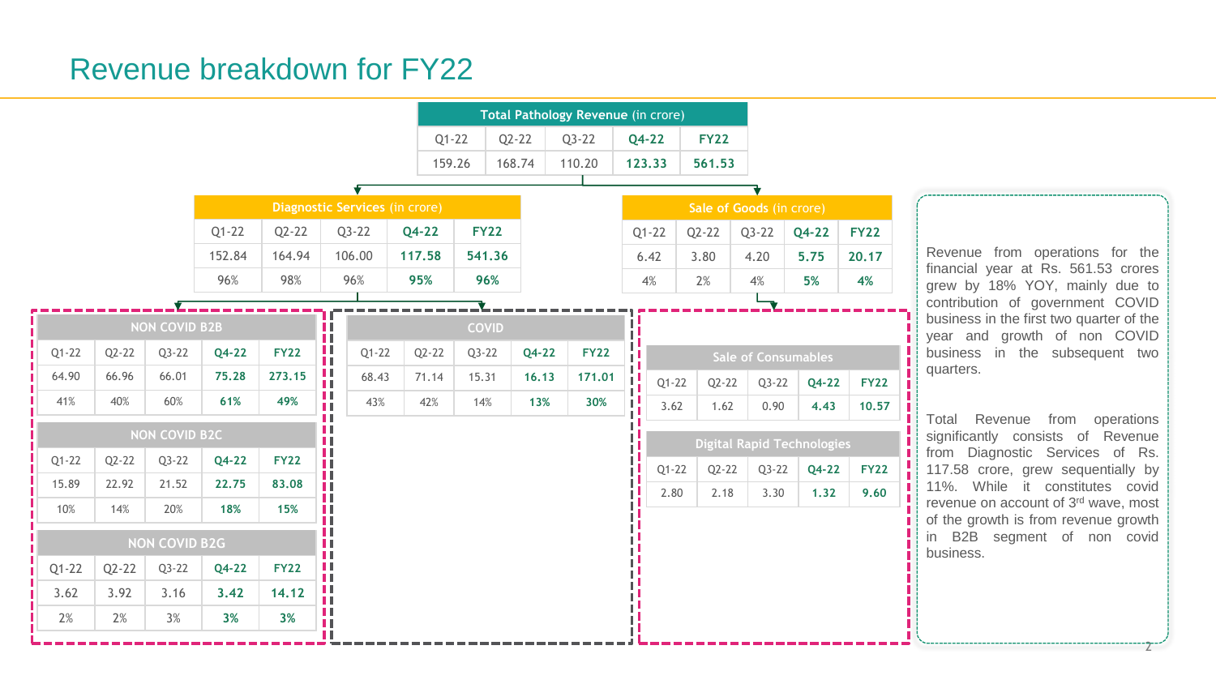# Revenue breakdown for FY22

**Total Pathology Revenue** (in crore)

| Q1-22 | Q2-22 | Q3-22 | Q4-22 | FY22 |
|---|---|---|---|---|
| 159.26 | 168.74 | 110.20 | **123.33** | **561.53** |

**Diagnostic Services** (in crore)

| Q1-22 | Q2-22 | Q3-22 | Q4-22 | FY22 |
|---|---|---|---|---|
| 152.84 | 164.94 | 106.00 | **117.58** | **541.36** |
| 96% | 98% | 96% | **95%** | **96%** |

**Sale of Goods** (in crore)

| Q1-22 | Q2-22 | Q3-22 | Q4-22 | FY22 |
|---|---|---|---|---|
| 6.42 | 3.80 | 4.20 | **5.75** | **20.17** |
| 4% | 2% | 4% | **5%** | **4%** |

**NON COVID B2B**

| Q1-22 | Q2-22 | Q3-22 | Q4-22 | FY22 |
|---|---|---|---|---|
| 64.90 | 66.96 | 66.01 | **75.28** | **273.15** |
| 41% | 40% | 60% | **61%** | **49%** |

**NON COVID B2C**

| Q1-22 | Q2-22 | Q3-22 | Q4-22 | FY22 |
|---|---|---|---|---|
| 15.89 | 22.92 | 21.52 | **22.75** | **83.08** |
| 10% | 14% | 20% | **18%** | **15%** |

**NON COVID B2G**

| Q1-22 | Q2-22 | Q3-22 | Q4-22 | FY22 |
|---|---|---|---|---|
| 3.62 | 3.92 | 3.16 | **3.42** | **14.12** |
| 2% | 2% | 3% | **3%** | **3%** |

**COVID**

| Q1-22 | Q2-22 | Q3-22 | Q4-22 | FY22 |
|---|---|---|---|---|
| 68.43 | 71.14 | 15.31 | **16.13** | **171.01** |
| 43% | 42% | 14% | **13%** | **30%** |

**Sale of Consumables**

| Q1-22 | Q2-22 | Q3-22 | Q4-22 | FY22 |
|---|---|---|---|---|
| 3.62 | 1.62 | 0.90 | **4.43** | **10.57** |

**Digital Rapid Technologies**

| Q1-22 | Q2-22 | Q3-22 | Q4-22 | FY22 |
|---|---|---|---|---|
| 2.80 | 2.18 | 3.30 | **1.32** | **9.60** |

Revenue from operations for the financial year at Rs. 561.53 crores grew by 18% YOY, mainly due to contribution of government COVID business in the first two quarter of the year and growth of non COVID business in the subsequent two quarters.

Total Revenue from operations significantly consists of Revenue from Diagnostic Services of Rs. 117.58 crore, grew sequentially by 11%. While it constitutes covid revenue on account of 3rd wave, most of the growth is from revenue growth in B2B segment of non covid business.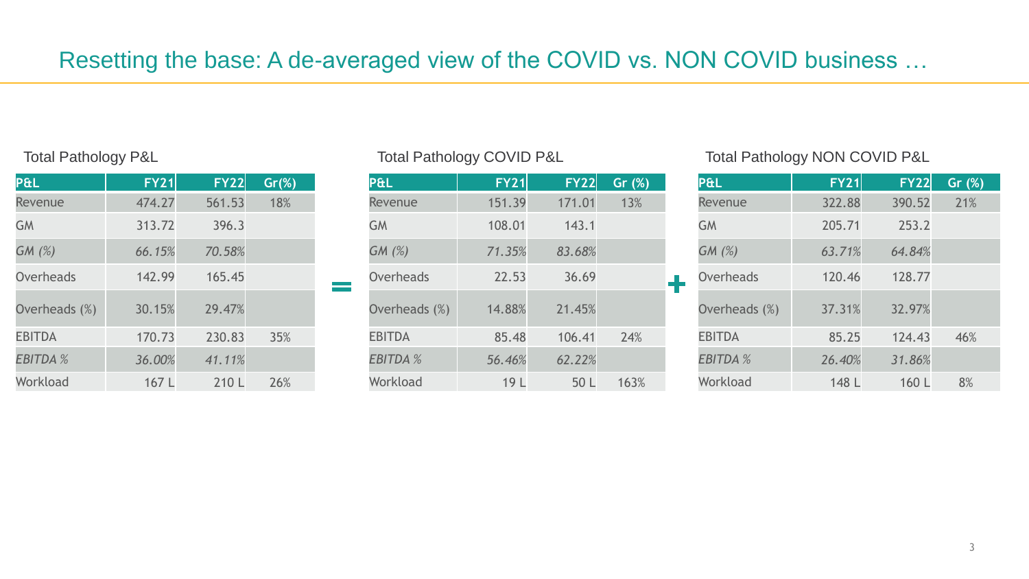# Resetting the base: A de-averaged view of the COVID vs. NON COVID business …

### Total Pathology P&L

| P&L | FY21 | FY22 | Gr(%) |
|---|---|---|---|
| Revenue | 474.27 | 561.53 | 18% |
| GM | 313.72 | 396.3 | |
| *GM (%)* | *66.15%* | *70.58%* | |
| Overheads | 142.99 | 165.45 | |
| Overheads (%) | 30.15% | 29.47% | |
| EBITDA | 170.73 | 230.83 | 35% |
| *EBITDA %* | *36.00%* | *41.11%* | |
| Workload | 167 L | 210 L | 26% |

=

### Total Pathology COVID P&L

| P&L | FY21 | FY22 | Gr (%) |
|---|---|---|---|
| Revenue | 151.39 | 171.01 | 13% |
| GM | 108.01 | 143.1 | |
| *GM (%)* | *71.35%* | *83.68%* | |
| Overheads | 22.53 | 36.69 | |
| Overheads (%) | 14.88% | 21.45% | |
| EBITDA | 85.48 | 106.41 | 24% |
| *EBITDA %* | *56.46%* | *62.22%* | |
| Workload | 19 L | 50 L | 163% |

+

### Total Pathology NON COVID P&L

| P&L | FY21 | FY22 | Gr (%) |
|---|---|---|---|
| Revenue | 322.88 | 390.52 | 21% |
| GM | 205.71 | 253.2 | |
| *GM (%)* | *63.71%* | *64.84%* | |
| Overheads | 120.46 | 128.77 | |
| Overheads (%) | 37.31% | 32.97% | |
| EBITDA | 85.25 | 124.43 | 46% |
| *EBITDA %* | *26.40%* | *31.86%* | |
| Workload | 148 L | 160 L | 8% |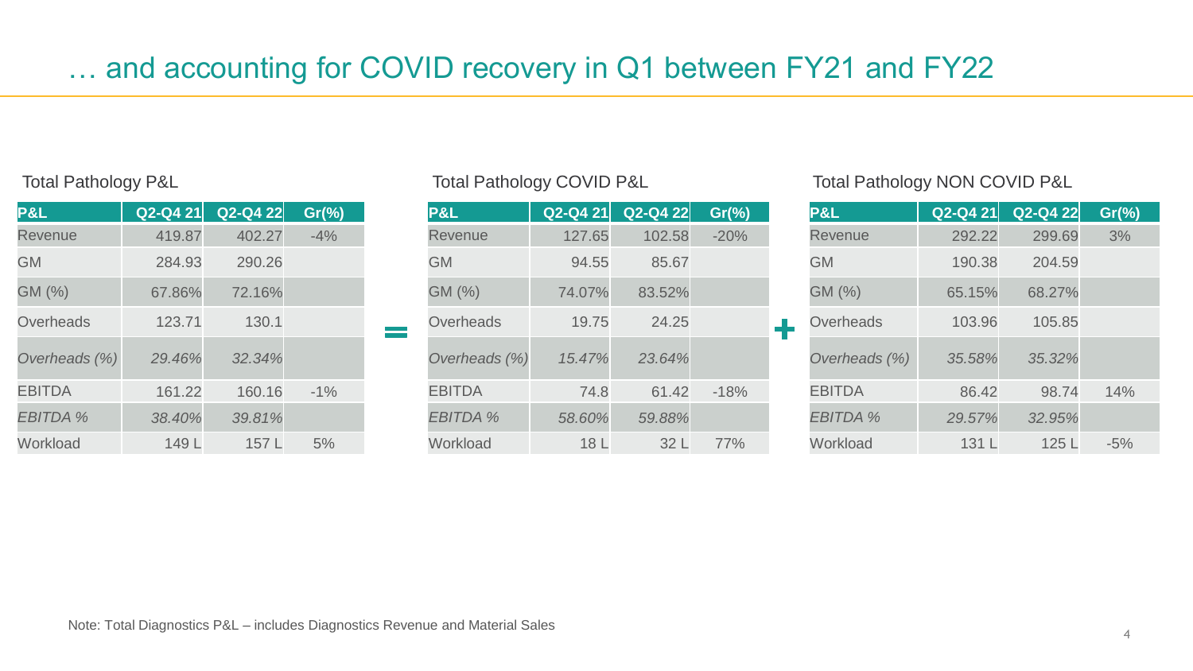# … and accounting for COVID recovery in Q1 between FY21 and FY22

Total Pathology P&L

| P&L | Q2-Q4 21 | Q2-Q4 22 | Gr(%) |
|---|---|---|---|
| Revenue | 419.87 | 402.27 | -4% |
| GM | 284.93 | 290.26 | |
| GM (%) | 67.86% | 72.16% | |
| Overheads | 123.71 | 130.1 | |
| *Overheads (%)* | *29.46%* | *32.34%* | |
| EBITDA | 161.22 | 160.16 | -1% |
| *EBITDA %* | *38.40%* | *39.81%* | |
| Workload | 149 L | 157 L | 5% |

=

Total Pathology COVID P&L

| P&L | Q2-Q4 21 | Q2-Q4 22 | Gr(%) |
|---|---|---|---|
| Revenue | 127.65 | 102.58 | -20% |
| GM | 94.55 | 85.67 | |
| GM (%) | 74.07% | 83.52% | |
| Overheads | 19.75 | 24.25 | |
| *Overheads (%)* | *15.47%* | *23.64%* | |
| EBITDA | 74.8 | 61.42 | -18% |
| *EBITDA %* | *58.60%* | *59.88%* | |
| Workload | 18 L | 32 L | 77% |

+

Total Pathology NON COVID P&L

| P&L | Q2-Q4 21 | Q2-Q4 22 | Gr(%) |
|---|---|---|---|
| Revenue | 292.22 | 299.69 | 3% |
| GM | 190.38 | 204.59 | |
| GM (%) | 65.15% | 68.27% | |
| Overheads | 103.96 | 105.85 | |
| *Overheads (%)* | *35.58%* | *35.32%* | |
| EBITDA | 86.42 | 98.74 | 14% |
| *EBITDA %* | *29.57%* | *32.95%* | |
| Workload | 131 L | 125 L | -5% |

Note: Total Diagnostics P&L – includes Diagnostics Revenue and Material Sales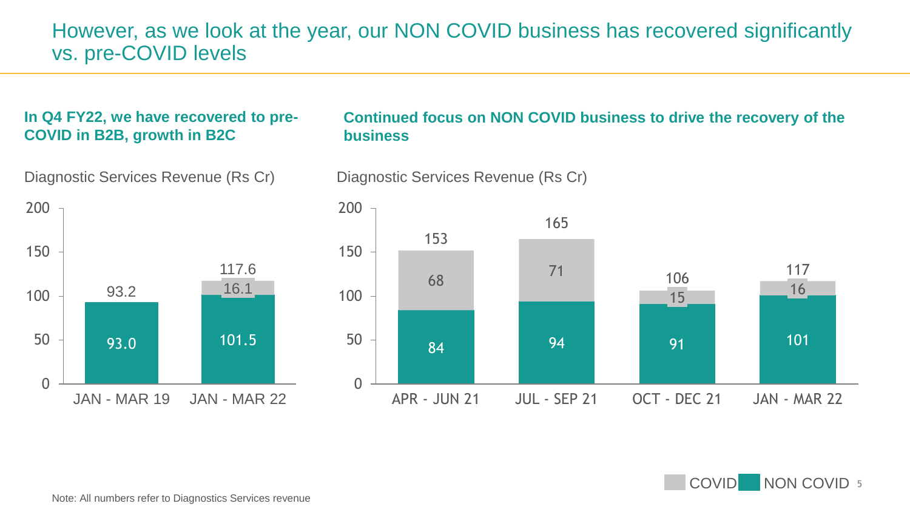# However, as we look at the year, our NON COVID business has recovered significantly vs. pre-COVID levels

**In Q4 FY22, we have recovered to pre-COVID in B2B, growth in B2C**

Diagnostic Services Revenue (Rs Cr)

| Period | NON COVID | COVID | Total |
|---|---|---|---|
| JAN - MAR 19 | 93.0 | | 93.2 |
| JAN - MAR 22 | 101.5 | 16.1 | 117.6 |

**Continued focus on NON COVID business to drive the recovery of the business**

Diagnostic Services Revenue (Rs Cr)

| Period | NON COVID | COVID | Total |
|---|---|---|---|
| APR - JUN 21 | 84 | 68 | 153 |
| JUL - SEP 21 | 94 | 71 | 165 |
| OCT - DEC 21 | 91 | 15 | 106 |
| JAN - MAR 22 | 101 | 16 | 117 |

Note: All numbers refer to Diagnostics Services revenue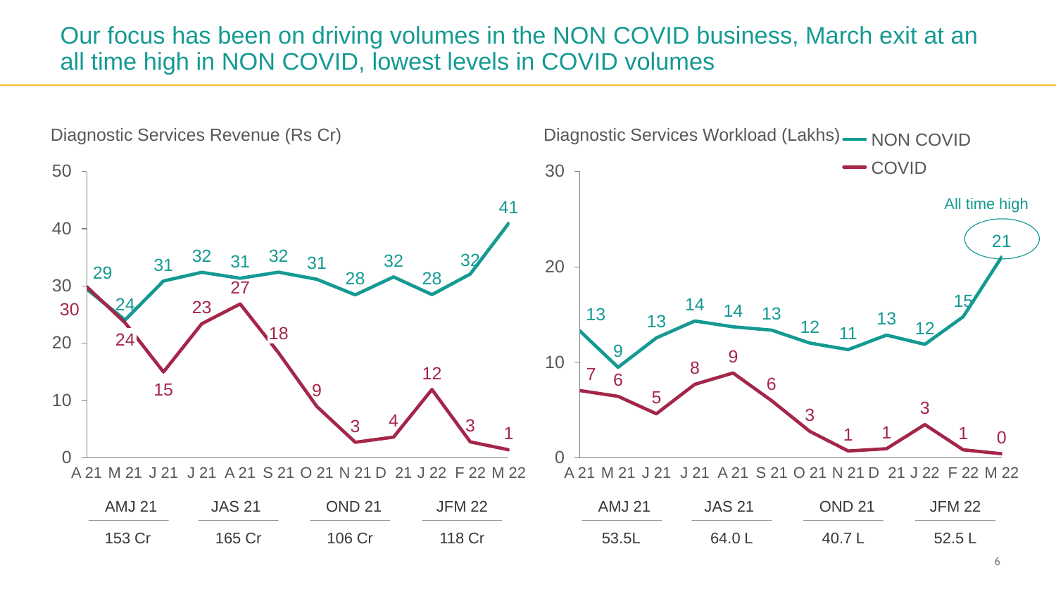# Our focus has been on driving volumes in the NON COVID business, March exit at an all time high in NON COVID, lowest levels in COVID volumes

**Diagnostic Services Revenue (Rs Cr)**

| Month | A 21 | M 21 | J 21 | J 21 | A 21 | S 21 | O 21 | N 21 | D 21 | J 22 | F 22 | M 22 |
|---|---|---|---|---|---|---|---|---|---|---|---|---|
| NON COVID | 29 | 24 | 31 | 32 | 31 | 32 | 31 | 28 | 32 | 28 | 32 | 41 |
| COVID | 30 | 24 | 15 | 23 | 27 | 18 | 9 | 3 | 4 | 12 | 3 | 1 |

| AMJ 21 | JAS 21 | OND 21 | JFM 22 |
|---|---|---|---|
| 153 Cr | 165 Cr | 106 Cr | 118 Cr |

**Diagnostic Services Workload (Lakhs)**

| Month | A 21 | M 21 | J 21 | J 21 | A 21 | S 21 | O 21 | N 21 | D 21 | J 22 | F 22 | M 22 |
|---|---|---|---|---|---|---|---|---|---|---|---|---|
| NON COVID | 13 | 9 | 13 | 14 | 14 | 13 | 12 | 11 | 13 | 12 | 15 | 21 |
| COVID | 7 | 6 | 5 | 8 | 9 | 6 | 3 | 1 | 1 | 3 | 1 | 0 |

All time high: 21

| AMJ 21 | JAS 21 | OND 21 | JFM 22 |
|---|---|---|---|
| 53.5L | 64.0 L | 40.7 L | 52.5 L |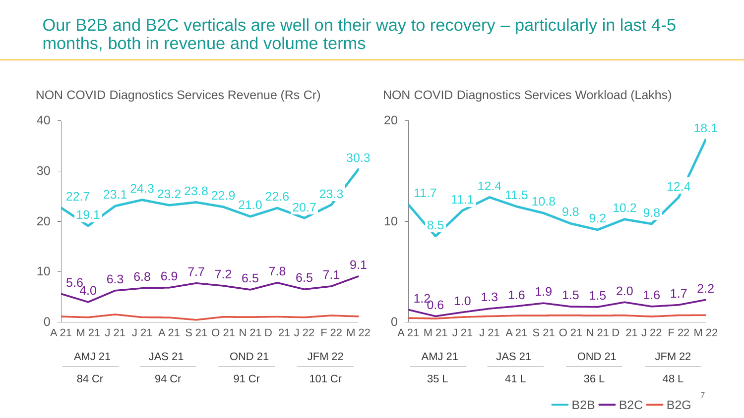# Our B2B and B2C verticals are well on their way to recovery – particularly in last 4-5 months, both in revenue and volume terms

NON COVID Diagnostics Services Revenue (Rs Cr)

| | A 21 | M 21 | J 21 | J 21 | A 21 | S 21 | O 21 | N 21 | D 21 | J 22 | F 22 | M 22 |
|---|---|---|---|---|---|---|---|---|---|---|---|---|
| B2B | 22.7 | 19.1 | 23.1 | 24.3 | 23.2 | 23.8 | 22.9 | 21.0 | 22.6 | 20.7 | 23.3 | 30.3 |
| B2C | 5.6 | 4.0 | 6.3 | 6.8 | 6.9 | 7.7 | 7.2 | 6.5 | 7.8 | 6.5 | 7.1 | 9.1 |

| AMJ 21 | JAS 21 | OND 21 | JFM 22 |
|---|---|---|---|
| 84 Cr | 94 Cr | 91 Cr | 101 Cr |

NON COVID Diagnostics Services Workload (Lakhs)

| | A 21 | M 21 | J 21 | J 21 | A 21 | S 21 | O 21 | N 21 | D 21 | J 22 | F 22 | M 22 |
|---|---|---|---|---|---|---|---|---|---|---|---|---|
| B2B | 11.7 | 8.5 | 11.1 | 12.4 | 11.5 | 10.8 | 9.8 | 9.2 | 10.2 | 9.8 | 12.4 | 18.1 |
| B2C | 1.2 | 0.6 | 1.0 | 1.3 | 1.6 | 1.9 | 1.5 | 1.5 | 2.0 | 1.6 | 1.7 | 2.2 |

| AMJ 21 | JAS 21 | OND 21 | JFM 22 |
|---|---|---|---|
| 35 L | 41 L | 36 L | 48 L |

B2B — B2C — B2G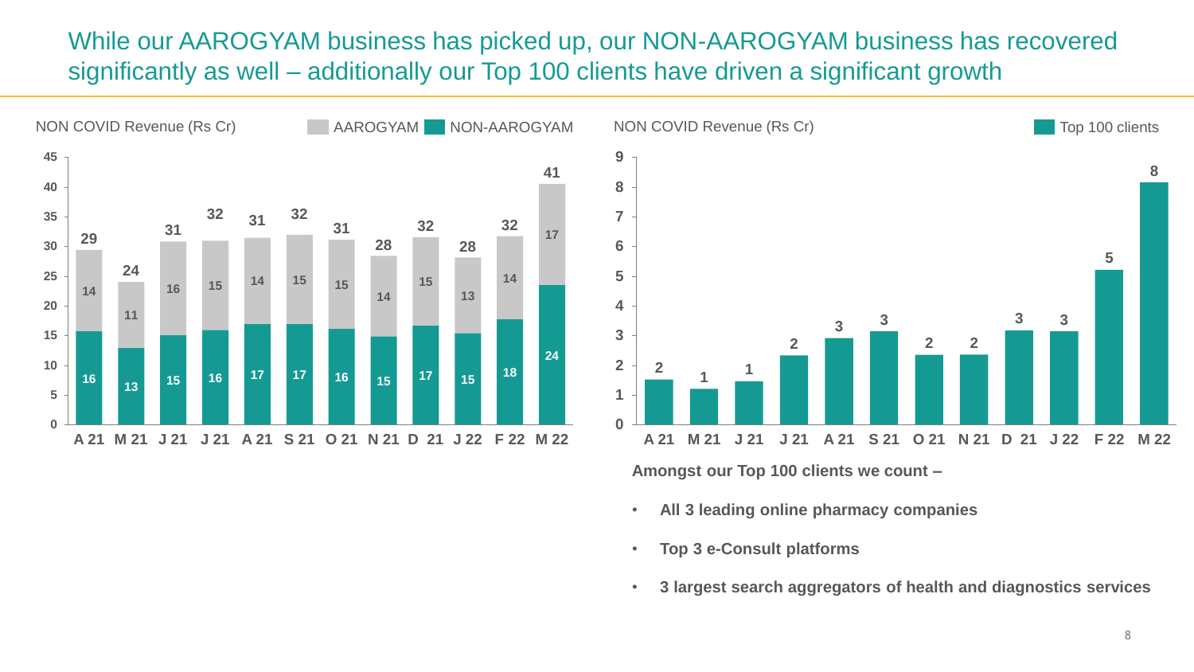# While our AAROGYAM business has picked up, our NON-AAROGYAM business has recovered significantly as well – additionally our Top 100 clients have driven a significant growth

NON COVID Revenue (Rs Cr)

| Month | AAROGYAM | NON-AAROGYAM | Total |
|---|---|---|---|
| A 21 | 14 | 16 | 29 |
| M 21 | 11 | 13 | 24 |
| J 21 | 16 | 15 | 31 |
| J 21 | 15 | 16 | 32 |
| A 21 | 14 | 17 | 31 |
| S 21 | 15 | 17 | 32 |
| O 21 | 15 | 16 | 31 |
| N 21 | 14 | 15 | 28 |
| D 21 | 15 | 17 | 32 |
| J 22 | 13 | 15 | 28 |
| F 22 | 14 | 18 | 32 |
| M 22 | 17 | 24 | 41 |

NON COVID Revenue (Rs Cr)

| Month | Top 100 clients |
|---|---|
| A 21 | 2 |
| M 21 | 1 |
| J 21 | 1 |
| J 21 | 2 |
| A 21 | 3 |
| S 21 | 3 |
| O 21 | 2 |
| N 21 | 2 |
| D 21 | 3 |
| J 22 | 3 |
| F 22 | 5 |
| M 22 | 8 |

**Amongst our Top 100 clients we count –**

- **All 3 leading online pharmacy companies**
- **Top 3 e-Consult platforms**
- **3 largest search aggregators of health and diagnostics services**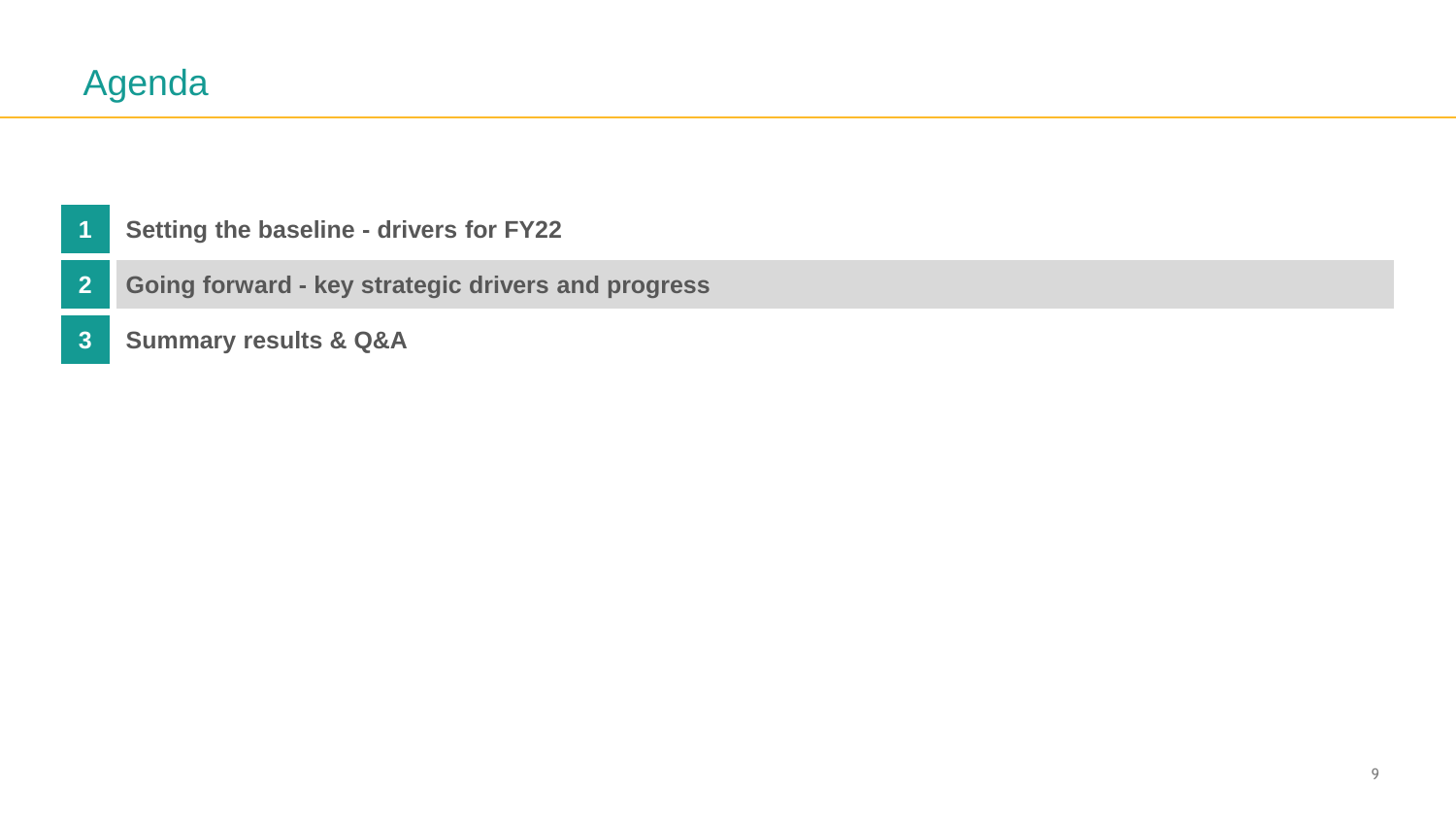# Agenda

1. Setting the baseline - drivers for FY22
2. **Going forward - key strategic drivers and progress**
3. Summary results & Q&A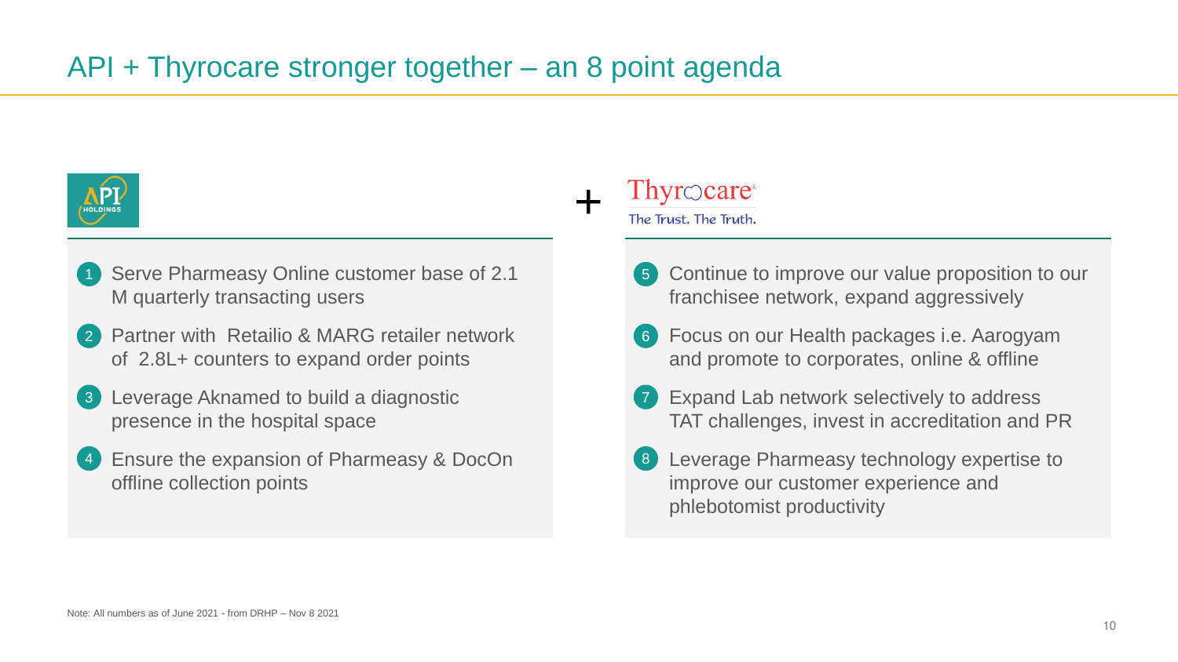# API + Thyrocare stronger together – an 8 point agenda

**API HOLDINGS** + **Thyrocare** — The Trust. The Truth.

1. Serve Pharmeasy Online customer base of 2.1 M quarterly transacting users
2. Partner with Retailio & MARG retailer network of 2.8L+ counters to expand order points
3. Leverage Aknamed to build a diagnostic presence in the hospital space
4. Ensure the expansion of Pharmeasy & DocOn offline collection points
5. Continue to improve our value proposition to our franchisee network, expand aggressively
6. Focus on our Health packages i.e. Aarogyam and promote to corporates, online & offline
7. Expand Lab network selectively to address TAT challenges, invest in accreditation and PR
8. Leverage Pharmeasy technology expertise to improve our customer experience and phlebotomist productivity

Note: All numbers as of June 2021 - from DRHP – Nov 8 2021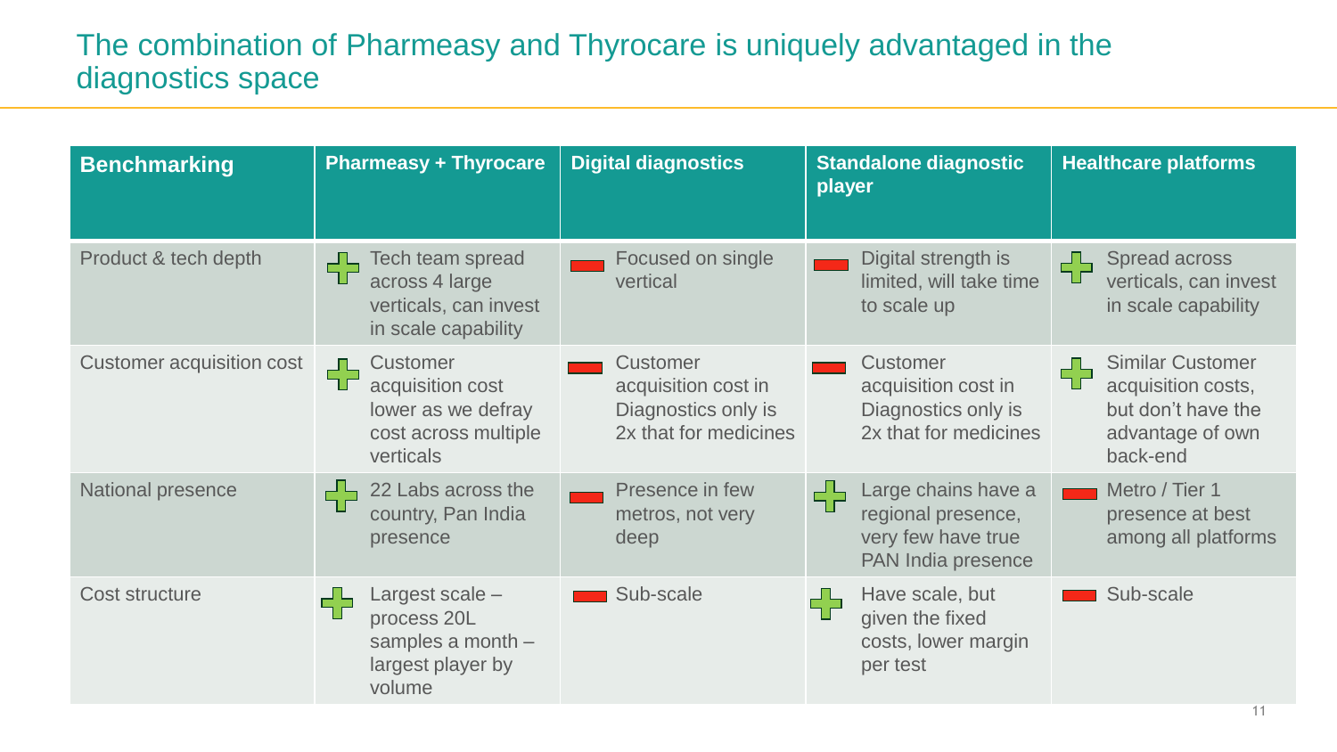# The combination of Pharmeasy and Thyrocare is uniquely advantaged in the diagnostics space

| Benchmarking | Pharmeasy + Thyrocare | Digital diagnostics | Standalone diagnostic player | Healthcare platforms |
|---|---|---|---|---|
| Product & tech depth | + Tech team spread across 4 large verticals, can invest in scale capability | – Focused on single vertical | – Digital strength is limited, will take time to scale up | + Spread across verticals, can invest in scale capability |
| Customer acquisition cost | + Customer acquisition cost lower as we defray cost across multiple verticals | – Customer acquisition cost in Diagnostics only is 2x that for medicines | – Customer acquisition cost in Diagnostics only is 2x that for medicines | + Similar Customer acquisition costs, but don't have the advantage of own back-end |
| National presence | + 22 Labs across the country, Pan India presence | – Presence in few metros, not very deep | + Large chains have a regional presence, very few have true PAN India presence | – Metro / Tier 1 presence at best among all platforms |
| Cost structure | + Largest scale – process 20L samples a month – largest player by volume | – Sub-scale | + Have scale, but given the fixed costs, lower margin per test | – Sub-scale |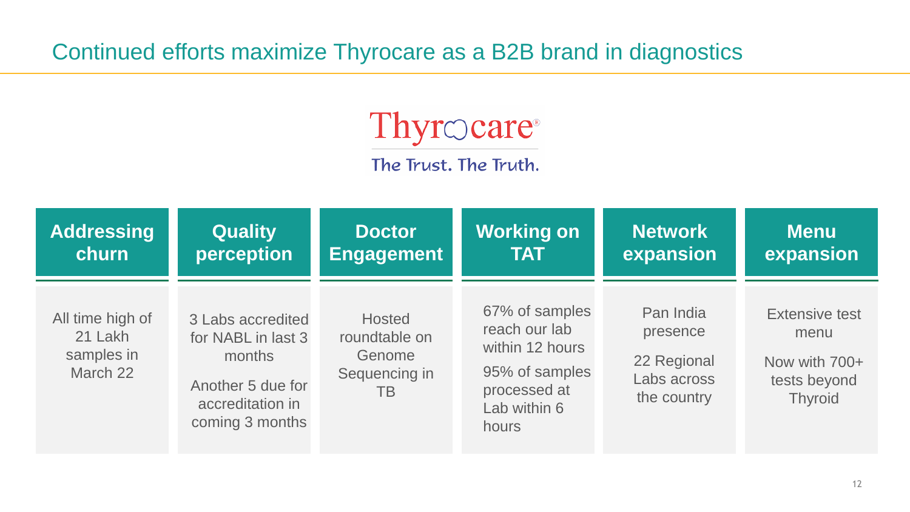# Continued efforts maximize Thyrocare as a B2B brand in diagnostics

Thyrocare®

The Trust. The Truth.

| Addressing churn | Quality perception | Doctor Engagement | Working on TAT | Network expansion | Menu expansion |
|---|---|---|---|---|---|
| All time high of 21 Lakh samples in March 22 | 3 Labs accredited for NABL in last 3 months<br><br>Another 5 due for accreditation in coming 3 months | Hosted roundtable on Genome Sequencing in TB | 67% of samples reach our lab within 12 hours<br><br>95% of samples processed at Lab within 6 hours | Pan India presence<br><br>22 Regional Labs across the country | Extensive test menu<br><br>Now with 700+ tests beyond Thyroid |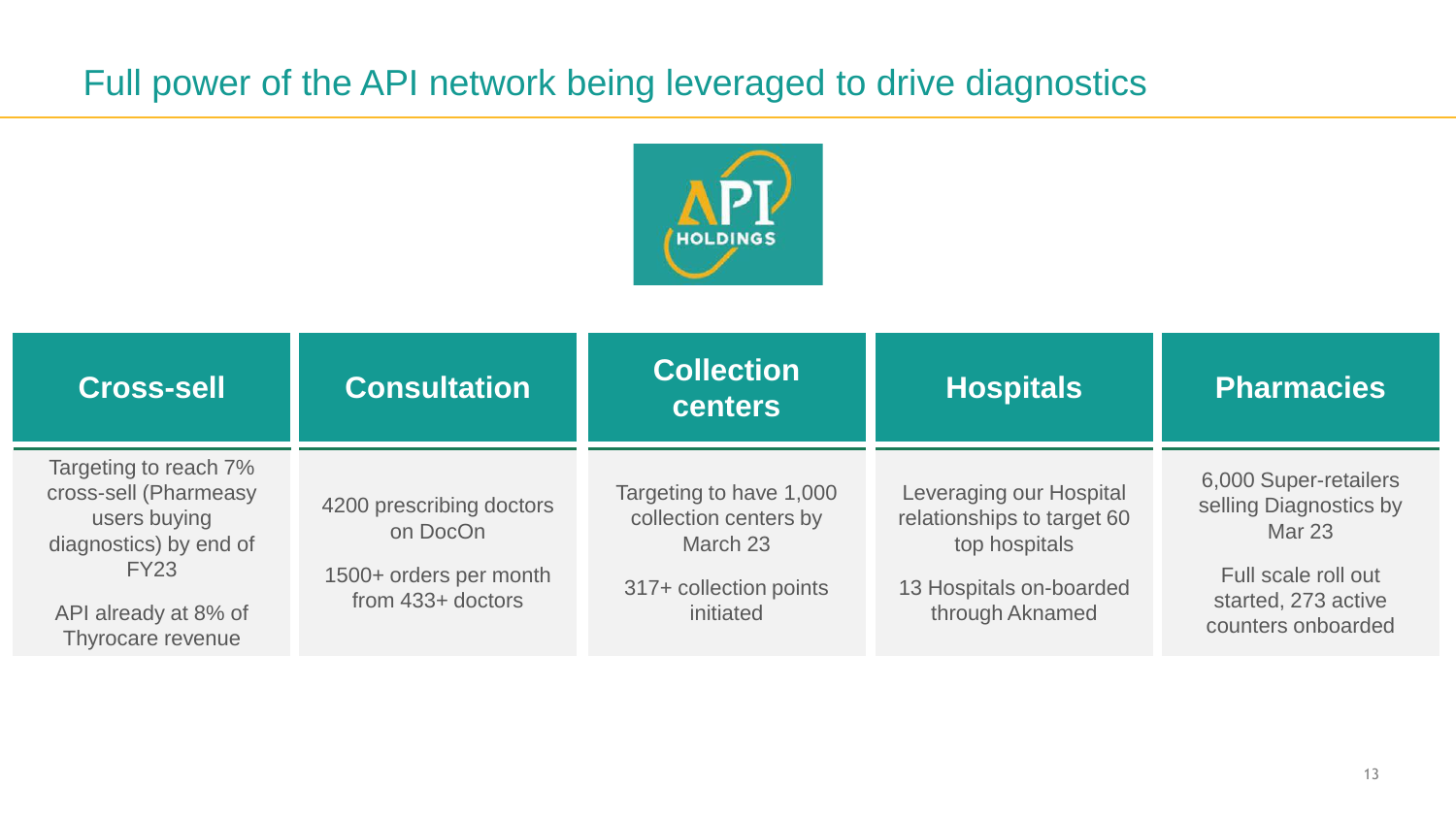# Full power of the API network being leveraged to drive diagnostics

API HOLDINGS

| Cross-sell | Consultation | Collection centers | Hospitals | Pharmacies |
|---|---|---|---|---|
| Targeting to reach 7% cross-sell (Pharmeasy users buying diagnostics) by end of FY23<br><br>API already at 8% of Thyrocare revenue | 4200 prescribing doctors on DocOn<br><br>1500+ orders per month from 433+ doctors | Targeting to have 1,000 collection centers by March 23<br><br>317+ collection points initiated | Leveraging our Hospital relationships to target 60 top hospitals<br><br>13 Hospitals on-boarded through Aknamed | 6,000 Super-retailers selling Diagnostics by Mar 23<br><br>Full scale roll out started, 273 active counters onboarded |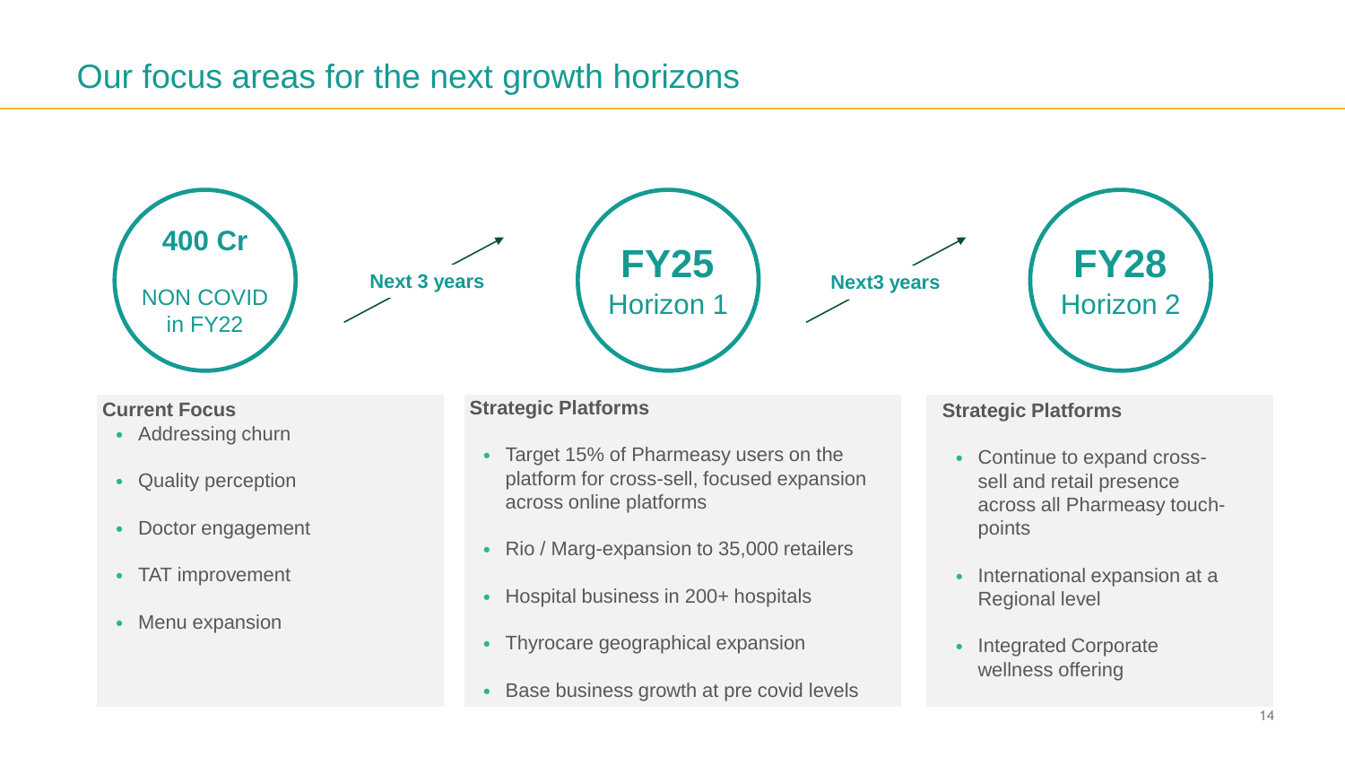# Our focus areas for the next growth horizons

**400 Cr**
NON COVID in FY22

→ **Next 3 years** →

**FY25**
Horizon 1

→ **Next3 years** →

**FY28**
Horizon 2

**Current Focus**

- Addressing churn
- Quality perception
- Doctor engagement
- TAT improvement
- Menu expansion

**Strategic Platforms**

- Target 15% of Pharmeasy users on the platform for cross-sell, focused expansion across online platforms
- Rio / Marg-expansion to 35,000 retailers
- Hospital business in 200+ hospitals
- Thyrocare geographical expansion
- Base business growth at pre covid levels

**Strategic Platforms**

- Continue to expand cross-sell and retail presence across all Pharmeasy touch-points
- International expansion at a Regional level
- Integrated Corporate wellness offering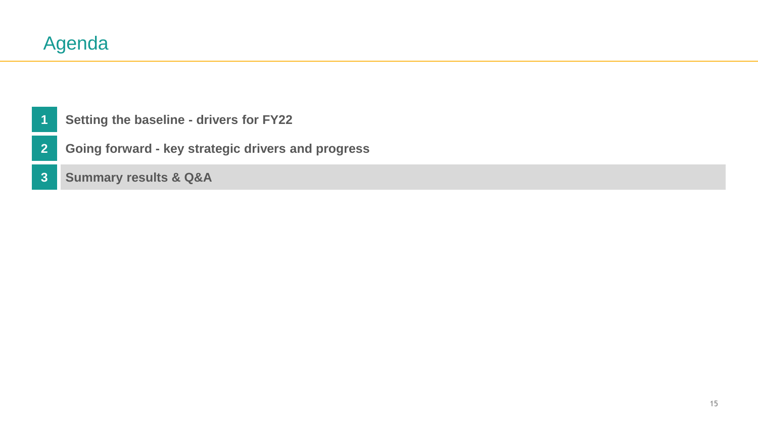# Agenda

1. Setting the baseline - drivers for FY22
2. Going forward - key strategic drivers and progress
3. **Summary results & Q&A**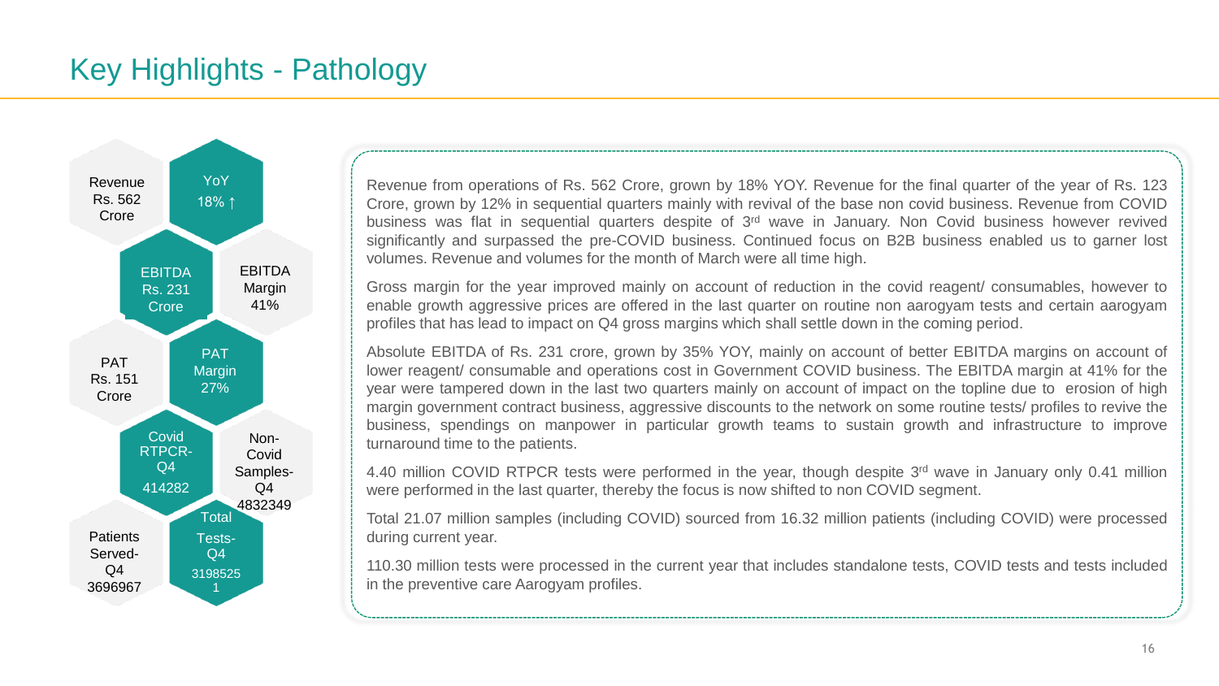# Key Highlights - Pathology

- Revenue Rs. 562 Crore
- YoY 18% ↑
- EBITDA Rs. 231 Crore
- EBITDA Margin 41%
- PAT Rs. 151 Crore
- PAT Margin 27%
- Covid RTPCR- Q4 414282
- Non-Covid Samples- Q4 4832349
- Patients Served- Q4 3696967
- Total Tests- Q4 31985251

Revenue from operations of Rs. 562 Crore, grown by 18% YOY. Revenue for the final quarter of the year of Rs. 123 Crore, grown by 12% in sequential quarters mainly with revival of the base non covid business. Revenue from COVID business was flat in sequential quarters despite of 3rd wave in January. Non Covid business however revived significantly and surpassed the pre-COVID business. Continued focus on B2B business enabled us to garner lost volumes. Revenue and volumes for the month of March were all time high.

Gross margin for the year improved mainly on account of reduction in the covid reagent/ consumables, however to enable growth aggressive prices are offered in the last quarter on routine non aarogyam tests and certain aarogyam profiles that has lead to impact on Q4 gross margins which shall settle down in the coming period.

Absolute EBITDA of Rs. 231 crore, grown by 35% YOY, mainly on account of better EBITDA margins on account of lower reagent/ consumable and operations cost in Government COVID business. The EBITDA margin at 41% for the year were tampered down in the last two quarters mainly on account of impact on the topline due to erosion of high margin government contract business, aggressive discounts to the network on some routine tests/ profiles to revive the business, spendings on manpower in particular growth teams to sustain growth and infrastructure to improve turnaround time to the patients.

4.40 million COVID RTPCR tests were performed in the year, though despite 3rd wave in January only 0.41 million were performed in the last quarter, thereby the focus is now shifted to non COVID segment.

Total 21.07 million samples (including COVID) sourced from 16.32 million patients (including COVID) were processed during current year.

110.30 million tests were processed in the current year that includes standalone tests, COVID tests and tests included in the preventive care Aarogyam profiles.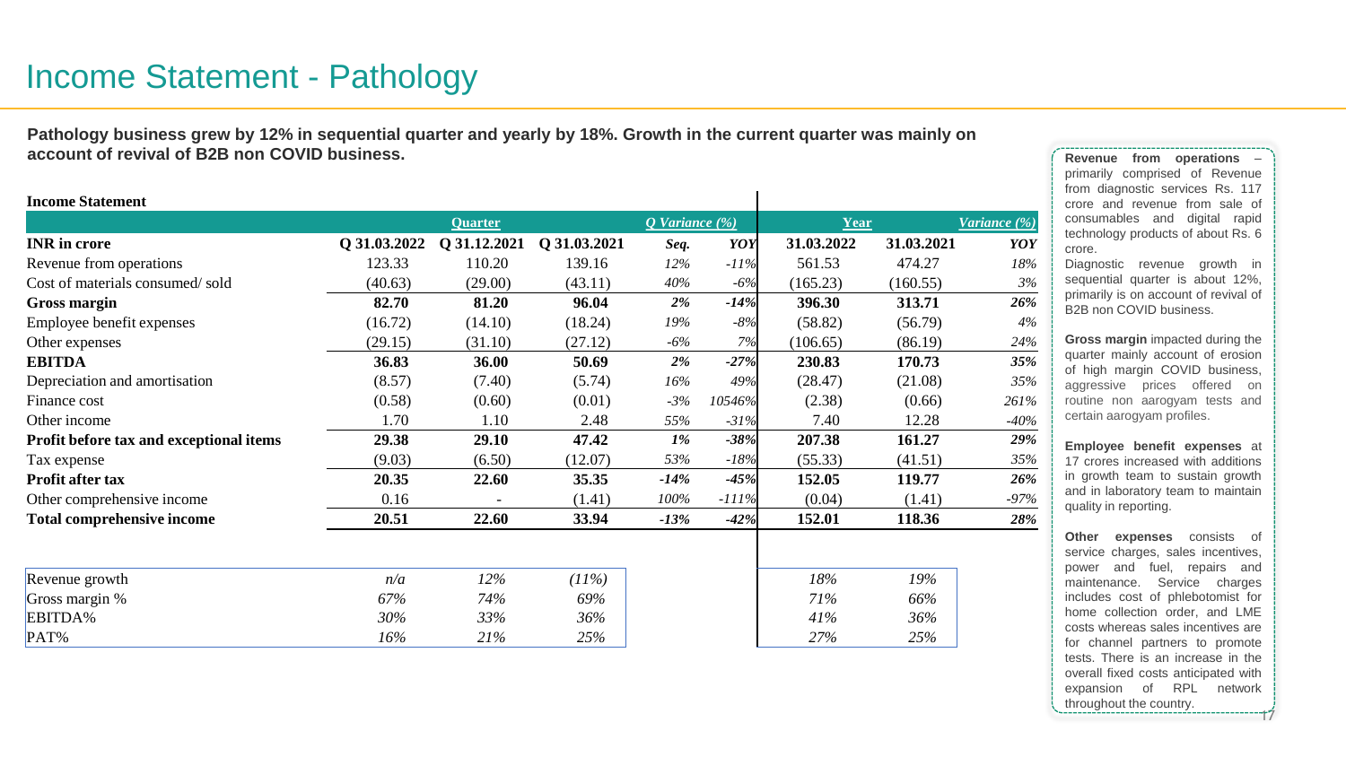# Income Statement - Pathology

**Pathology business grew by 12% in sequential quarter and yearly by 18%. Growth in the current quarter was mainly on account of revival of B2B non COVID business.**

**Income Statement**

| | Quarter | | | Q Variance (%) | | Year | | Variance (%) |
|---|---|---|---|---|---|---|---|---|
| **INR in crore** | **Q 31.03.2022** | **Q 31.12.2021** | **Q 31.03.2021** | ***Seq.*** | ***YOY*** | **31.03.2022** | **31.03.2021** | ***YOY*** |
| Revenue from operations | 123.33 | 110.20 | 139.16 | *12%* | *-11%* | 561.53 | 474.27 | *18%* |
| Cost of materials consumed/ sold | (40.63) | (29.00) | (43.11) | *40%* | *-6%* | (165.23) | (160.55) | *3%* |
| **Gross margin** | **82.70** | **81.20** | **96.04** | ***2%*** | ***-14%*** | **396.30** | **313.71** | ***26%*** |
| Employee benefit expenses | (16.72) | (14.10) | (18.24) | *19%* | *-8%* | (58.82) | (56.79) | *4%* |
| Other expenses | (29.15) | (31.10) | (27.12) | *-6%* | *7%* | (106.65) | (86.19) | *24%* |
| **EBITDA** | **36.83** | **36.00** | **50.69** | ***2%*** | ***-27%*** | **230.83** | **170.73** | ***35%*** |
| Depreciation and amortisation | (8.57) | (7.40) | (5.74) | *16%* | *49%* | (28.47) | (21.08) | *35%* |
| Finance cost | (0.58) | (0.60) | (0.01) | *-3%* | *10546%* | (2.38) | (0.66) | *261%* |
| Other income | 1.70 | 1.10 | 2.48 | *55%* | *-31%* | 7.40 | 12.28 | *-40%* |
| **Profit before tax and exceptional items** | **29.38** | **29.10** | **47.42** | ***1%*** | ***-38%*** | **207.38** | **161.27** | ***29%*** |
| Tax expense | (9.03) | (6.50) | (12.07) | *53%* | *-18%* | (55.33) | (41.51) | *35%* |
| **Profit after tax** | **20.35** | **22.60** | **35.35** | ***-14%*** | ***-45%*** | **152.05** | **119.77** | ***26%*** |
| Other comprehensive income | 0.16 | - | (1.41) | *100%* | *-111%* | (0.04) | (1.41) | *-97%* |
| **Total comprehensive income** | **20.51** | **22.60** | **33.94** | ***-13%*** | ***-42%*** | **152.01** | **118.36** | ***28%*** |

| | Q 31.03.2022 | Q 31.12.2021 | Q 31.03.2021 | 31.03.2022 | 31.03.2021 |
|---|---|---|---|---|---|
| Revenue growth | *n/a* | *12%* | *(11%)* | *18%* | *19%* |
| Gross margin % | *67%* | *74%* | *69%* | *71%* | *66%* |
| EBITDA% | *30%* | *33%* | *36%* | *41%* | *36%* |
| PAT% | *16%* | *21%* | *25%* | *27%* | *25%* |

**Revenue from operations** – primarily comprised of Revenue from diagnostic services Rs. 117 crore and revenue from sale of consumables and digital rapid technology products of about Rs. 6 crore.

Diagnostic revenue growth in sequential quarter is about 12%, primarily is on account of revival of B2B non COVID business.

**Gross margin** impacted during the quarter mainly account of erosion of high margin COVID business, aggressive prices offered on routine non aarogyam tests and certain aarogyam profiles.

**Employee benefit expenses** at 17 crores increased with additions in growth team to sustain growth and in laboratory team to maintain quality in reporting.

**Other expenses** consists of service charges, sales incentives, power and fuel, repairs and maintenance. Service charges includes cost of phlebotomist for home collection order, and LME costs whereas sales incentives are for channel partners to promote tests. There is an increase in the overall fixed costs anticipated with expansion of RPL network throughout the country.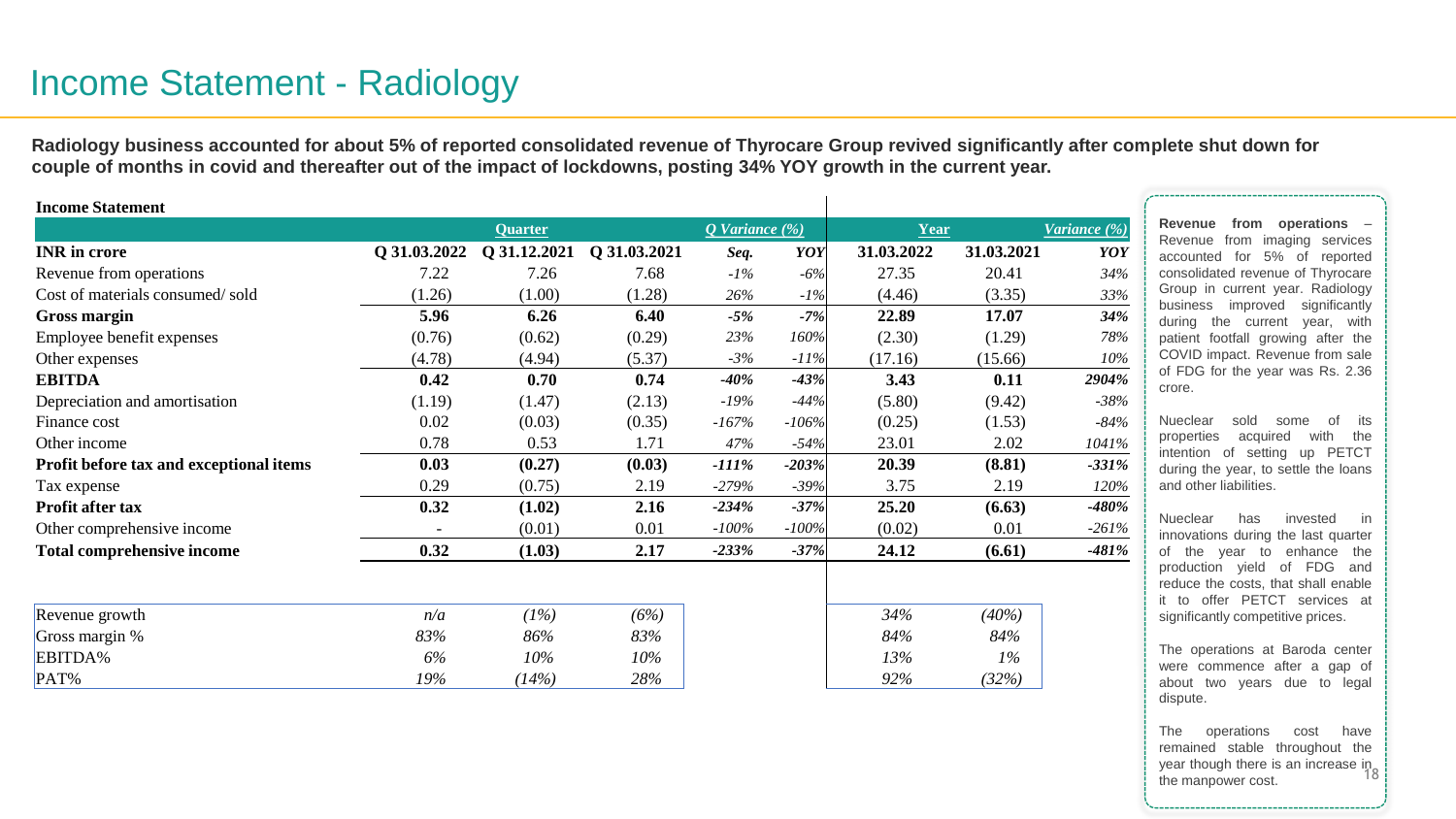# Income Statement - Radiology

**Radiology business accounted for about 5% of reported consolidated revenue of Thyrocare Group revived significantly after complete shut down for couple of months in covid and thereafter out of the impact of lockdowns, posting 34% YOY growth in the current year.**

**Income Statement**

| | Quarter | | | Q Variance (%) | | Year | | Variance (%) |
|---|---|---|---|---|---|---|---|---|
| **INR in crore** | **Q 31.03.2022** | **Q 31.12.2021** | **Q 31.03.2021** | ***Seq.*** | ***YOY*** | **31.03.2022** | **31.03.2021** | ***YOY*** |
| Revenue from operations | 7.22 | 7.26 | 7.68 | *-1%* | *-6%* | 27.35 | 20.41 | *34%* |
| Cost of materials consumed/ sold | (1.26) | (1.00) | (1.28) | *26%* | *-1%* | (4.46) | (3.35) | *33%* |
| **Gross margin** | **5.96** | **6.26** | **6.40** | ***-5%*** | ***-7%*** | **22.89** | **17.07** | ***34%*** |
| Employee benefit expenses | (0.76) | (0.62) | (0.29) | *23%* | *160%* | (2.30) | (1.29) | *78%* |
| Other expenses | (4.78) | (4.94) | (5.37) | *-3%* | *-11%* | (17.16) | (15.66) | *10%* |
| **EBITDA** | **0.42** | **0.70** | **0.74** | ***-40%*** | ***-43%*** | **3.43** | **0.11** | ***2904%*** |
| Depreciation and amortisation | (1.19) | (1.47) | (2.13) | *-19%* | *-44%* | (5.80) | (9.42) | *-38%* |
| Finance cost | 0.02 | (0.03) | (0.35) | *-167%* | *-106%* | (0.25) | (1.53) | *-84%* |
| Other income | 0.78 | 0.53 | 1.71 | *47%* | *-54%* | 23.01 | 2.02 | *1041%* |
| **Profit before tax and exceptional items** | **0.03** | **(0.27)** | **(0.03)** | ***-111%*** | ***-203%*** | **20.39** | **(8.81)** | ***-331%*** |
| Tax expense | 0.29 | (0.75) | 2.19 | *-279%* | *-39%* | 3.75 | 2.19 | *120%* |
| **Profit after tax** | **0.32** | **(1.02)** | **2.16** | ***-234%*** | ***-37%*** | **25.20** | **(6.63)** | ***-480%*** |
| Other comprehensive income | - | (0.01) | 0.01 | *-100%* | *-100%* | (0.02) | 0.01 | *-261%* |
| **Total comprehensive income** | **0.32** | **(1.03)** | **2.17** | ***-233%*** | ***-37%*** | **24.12** | **(6.61)** | ***-481%*** |

| | Q 31.03.2022 | Q 31.12.2021 | Q 31.03.2021 | 31.03.2022 | 31.03.2021 |
|---|---|---|---|---|---|
| Revenue growth | *n/a* | *(1%)* | *(6%)* | *34%* | *(40%)* |
| Gross margin % | *83%* | *86%* | *83%* | *84%* | *84%* |
| EBITDA% | *6%* | *10%* | *10%* | *13%* | *1%* |
| PAT% | *19%* | *(14%)* | *28%* | *92%* | *(32%)* |

**Revenue from operations** – Revenue from imaging services accounted for 5% of reported consolidated revenue of Thyrocare Group in current year. Radiology business improved significantly during the current year, with patient footfall growing after the COVID impact. Revenue from sale of FDG for the year was Rs. 2.36 crore.

Nueclear sold some of its properties acquired with the intention of setting up PETCT during the year, to settle the loans and other liabilities.

Nueclear has invested in innovations during the last quarter of the year to enhance the production yield of FDG and reduce the costs, that shall enable it to offer PETCT services at significantly competitive prices.

The operations at Baroda center were commence after a gap of about two years due to legal dispute.

The operations cost have remained stable throughout the year though there is an increase in the manpower cost.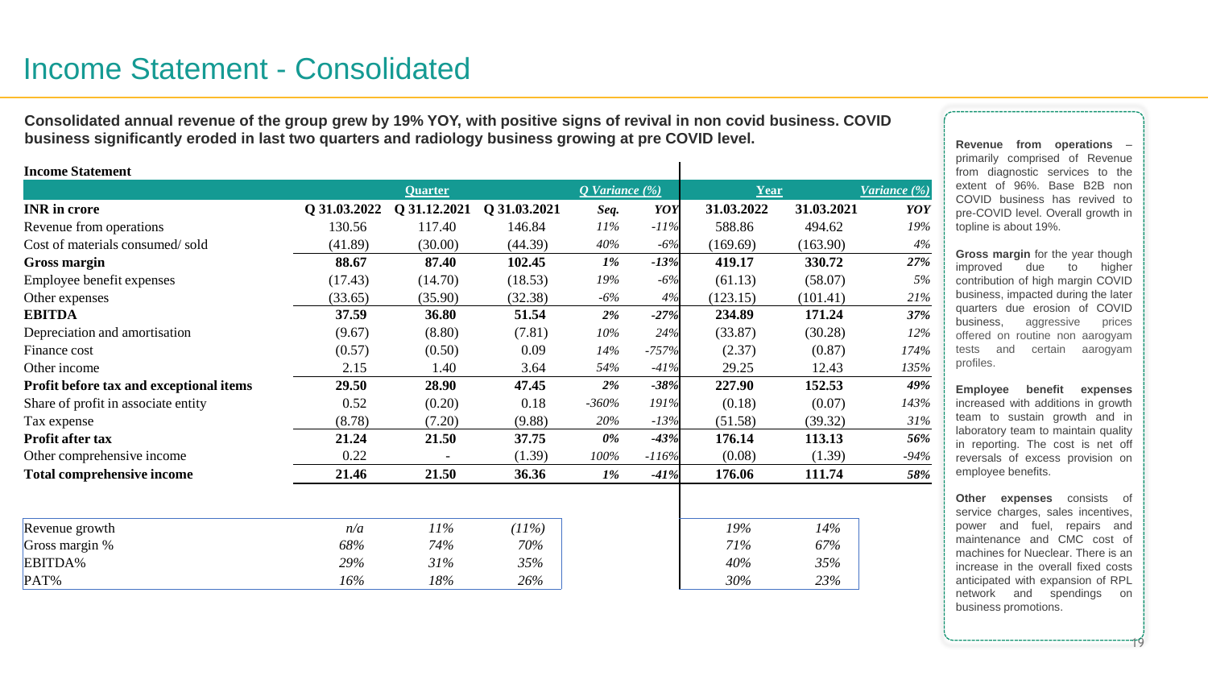# Income Statement - Consolidated

**Consolidated annual revenue of the group grew by 19% YOY, with positive signs of revival in non covid business. COVID business significantly eroded in last two quarters and radiology business growing at pre COVID level.**

**Income Statement**

| | Quarter | | | Q Variance (%) | | Year | | Variance (%) |
|---|---|---|---|---|---|---|---|---|
| **INR in crore** | **Q 31.03.2022** | **Q 31.12.2021** | **Q 31.03.2021** | *Seq.* | *YOY* | **31.03.2022** | **31.03.2021** | *YOY* |
| Revenue from operations | 130.56 | 117.40 | 146.84 | *11%* | *-11%* | 588.86 | 494.62 | *19%* |
| Cost of materials consumed/ sold | (41.89) | (30.00) | (44.39) | *40%* | *-6%* | (169.69) | (163.90) | *4%* |
| **Gross margin** | **88.67** | **87.40** | **102.45** | ***1%*** | ***-13%*** | **419.17** | **330.72** | ***27%*** |
| Employee benefit expenses | (17.43) | (14.70) | (18.53) | *19%* | *-6%* | (61.13) | (58.07) | *5%* |
| Other expenses | (33.65) | (35.90) | (32.38) | *-6%* | *4%* | (123.15) | (101.41) | *21%* |
| **EBITDA** | **37.59** | **36.80** | **51.54** | ***2%*** | ***-27%*** | **234.89** | **171.24** | ***37%*** |
| Depreciation and amortisation | (9.67) | (8.80) | (7.81) | *10%* | *24%* | (33.87) | (30.28) | *12%* |
| Finance cost | (0.57) | (0.50) | 0.09 | *14%* | *-757%* | (2.37) | (0.87) | *174%* |
| Other income | 2.15 | 1.40 | 3.64 | *54%* | *-41%* | 29.25 | 12.43 | *135%* |
| **Profit before tax and exceptional items** | **29.50** | **28.90** | **47.45** | ***2%*** | ***-38%*** | **227.90** | **152.53** | ***49%*** |
| Share of profit in associate entity | 0.52 | (0.20) | 0.18 | *-360%* | *191%* | (0.18) | (0.07) | *143%* |
| Tax expense | (8.78) | (7.20) | (9.88) | *20%* | *-13%* | (51.58) | (39.32) | *31%* |
| **Profit after tax** | **21.24** | **21.50** | **37.75** | ***0%*** | ***-43%*** | **176.14** | **113.13** | ***56%*** |
| Other comprehensive income | 0.22 | - | (1.39) | *100%* | *-116%* | (0.08) | (1.39) | *-94%* |
| **Total comprehensive income** | **21.46** | **21.50** | **36.36** | ***1%*** | ***-41%*** | **176.06** | **111.74** | ***58%*** |
| | | | | | | | | |
| Revenue growth | *n/a* | *11%* | *(11%)* | | | *19%* | *14%* | |
| Gross margin % | *68%* | *74%* | *70%* | | | *71%* | *67%* | |
| EBITDA% | *29%* | *31%* | *35%* | | | *40%* | *35%* | |
| PAT% | *16%* | *18%* | *26%* | | | *30%* | *23%* | |

**Revenue from operations** – primarily comprised of Revenue from diagnostic services to the extent of 96%. Base B2B non COVID business has revived to pre-COVID level. Overall growth in topline is about 19%.

**Gross margin** for the year though improved due to higher contribution of high margin COVID business, impacted during the later quarters due erosion of COVID business, aggressive prices offered on routine non aarogyam tests and certain aarogyam profiles.

**Employee benefit expenses** increased with additions in growth team to sustain growth and in laboratory team to maintain quality in reporting. The cost is net off reversals of excess provision on employee benefits.

**Other expenses** consists of service charges, sales incentives, power and fuel, repairs and maintenance and CMC cost of machines for Nueclear. There is an increase in the overall fixed costs anticipated with expansion of RPL network and spendings on business promotions.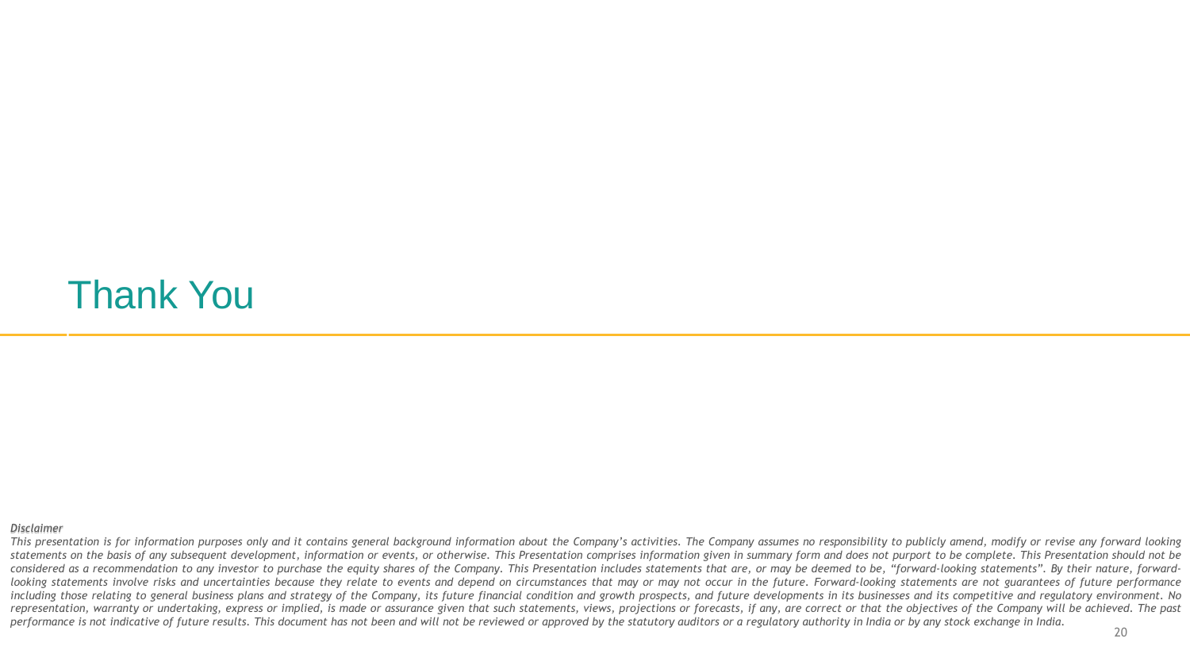# Thank You

***Disclaimer***

*This presentation is for information purposes only and it contains general background information about the Company's activities. The Company assumes no responsibility to publicly amend, modify or revise any forward looking statements on the basis of any subsequent development, information or events, or otherwise. This Presentation comprises information given in summary form and does not purport to be complete. This Presentation should not be considered as a recommendation to any investor to purchase the equity shares of the Company. This Presentation includes statements that are, or may be deemed to be, "forward-looking statements". By their nature, forward-looking statements involve risks and uncertainties because they relate to events and depend on circumstances that may or may not occur in the future. Forward-looking statements are not guarantees of future performance including those relating to general business plans and strategy of the Company, its future financial condition and growth prospects, and future developments in its businesses and its competitive and regulatory environment. No representation, warranty or undertaking, express or implied, is made or assurance given that such statements, views, projections or forecasts, if any, are correct or that the objectives of the Company will be achieved. The past performance is not indicative of future results. This document has not been and will not be reviewed or approved by the statutory auditors or a regulatory authority in India or by any stock exchange in India.*